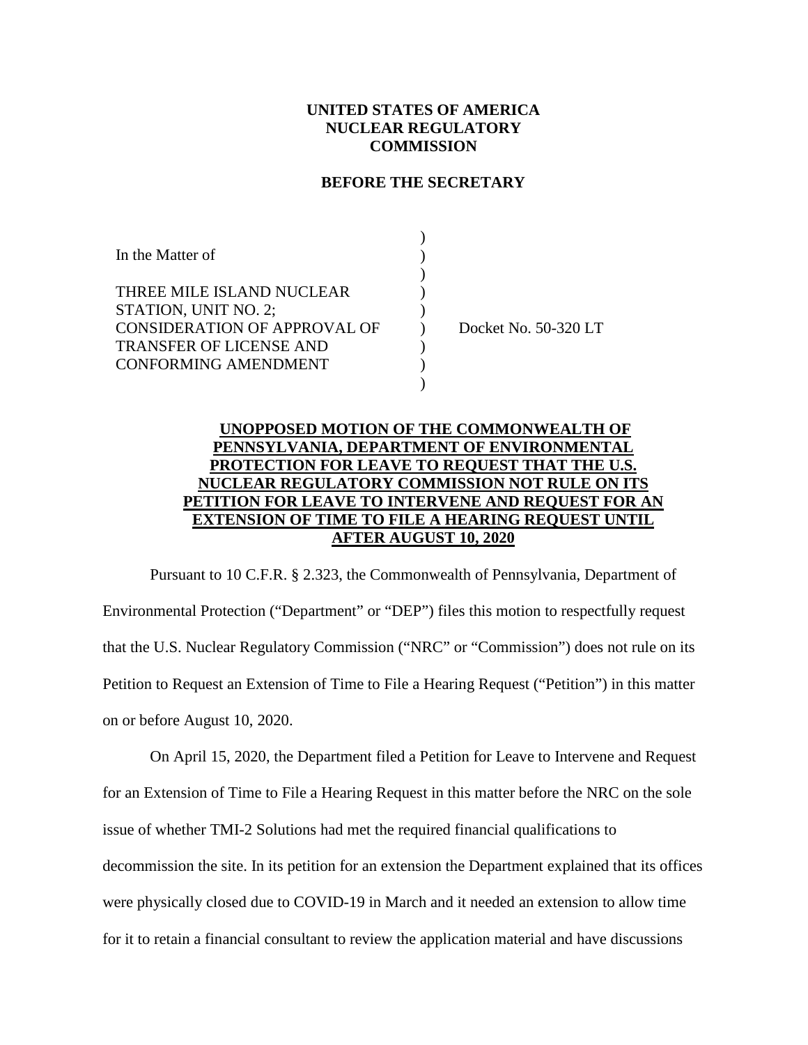**UNITED STATES OF AMERICA**
**NUCLEAR REGULATORY COMMISSION**

**BEFORE THE SECRETARY**

| | | |
|---|---|---|
| In the Matter of | ) | |
| | ) | |
| THREE MILE ISLAND NUCLEAR STATION, UNIT NO. 2; CONSIDERATION OF APPROVAL OF TRANSFER OF LICENSE AND CONFORMING AMENDMENT | ) | Docket No. 50-320 LT |

**UNOPPOSED MOTION OF THE COMMONWEALTH OF PENNSYLVANIA, DEPARTMENT OF ENVIRONMENTAL PROTECTION FOR LEAVE TO REQUEST THAT THE U.S. NUCLEAR REGULATORY COMMISSION NOT RULE ON ITS PETITION FOR LEAVE TO INTERVENE AND REQUEST FOR AN EXTENSION OF TIME TO FILE A HEARING REQUEST UNTIL AFTER AUGUST 10, 2020**

Pursuant to 10 C.F.R. § 2.323, the Commonwealth of Pennsylvania, Department of Environmental Protection ("Department" or "DEP") files this motion to respectfully request that the U.S. Nuclear Regulatory Commission ("NRC" or "Commission") does not rule on its Petition to Request an Extension of Time to File a Hearing Request ("Petition") in this matter on or before August 10, 2020.

On April 15, 2020, the Department filed a Petition for Leave to Intervene and Request for an Extension of Time to File a Hearing Request in this matter before the NRC on the sole issue of whether TMI-2 Solutions had met the required financial qualifications to decommission the site. In its petition for an extension the Department explained that its offices were physically closed due to COVID-19 in March and it needed an extension to allow time for it to retain a financial consultant to review the application material and have discussions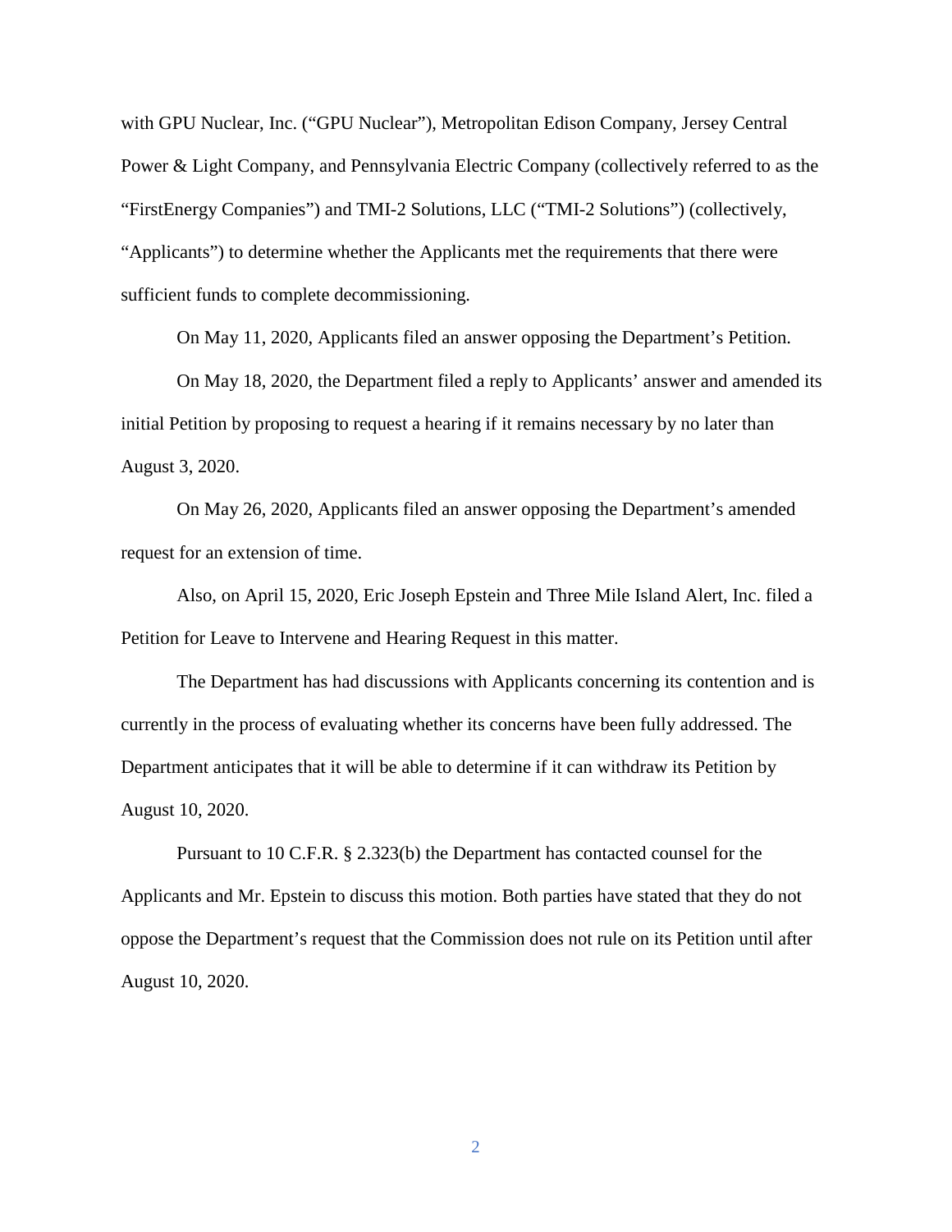with GPU Nuclear, Inc. ("GPU Nuclear"), Metropolitan Edison Company, Jersey Central Power & Light Company, and Pennsylvania Electric Company (collectively referred to as the "FirstEnergy Companies") and TMI-2 Solutions, LLC ("TMI-2 Solutions") (collectively, "Applicants") to determine whether the Applicants met the requirements that there were sufficient funds to complete decommissioning.

On May 11, 2020, Applicants filed an answer opposing the Department's Petition.

On May 18, 2020, the Department filed a reply to Applicants' answer and amended its initial Petition by proposing to request a hearing if it remains necessary by no later than August 3, 2020.

On May 26, 2020, Applicants filed an answer opposing the Department's amended request for an extension of time.

Also, on April 15, 2020, Eric Joseph Epstein and Three Mile Island Alert, Inc. filed a Petition for Leave to Intervene and Hearing Request in this matter.

The Department has had discussions with Applicants concerning its contention and is currently in the process of evaluating whether its concerns have been fully addressed. The Department anticipates that it will be able to determine if it can withdraw its Petition by August 10, 2020.

Pursuant to 10 C.F.R. § 2.323(b) the Department has contacted counsel for the Applicants and Mr. Epstein to discuss this motion. Both parties have stated that they do not oppose the Department's request that the Commission does not rule on its Petition until after August 10, 2020.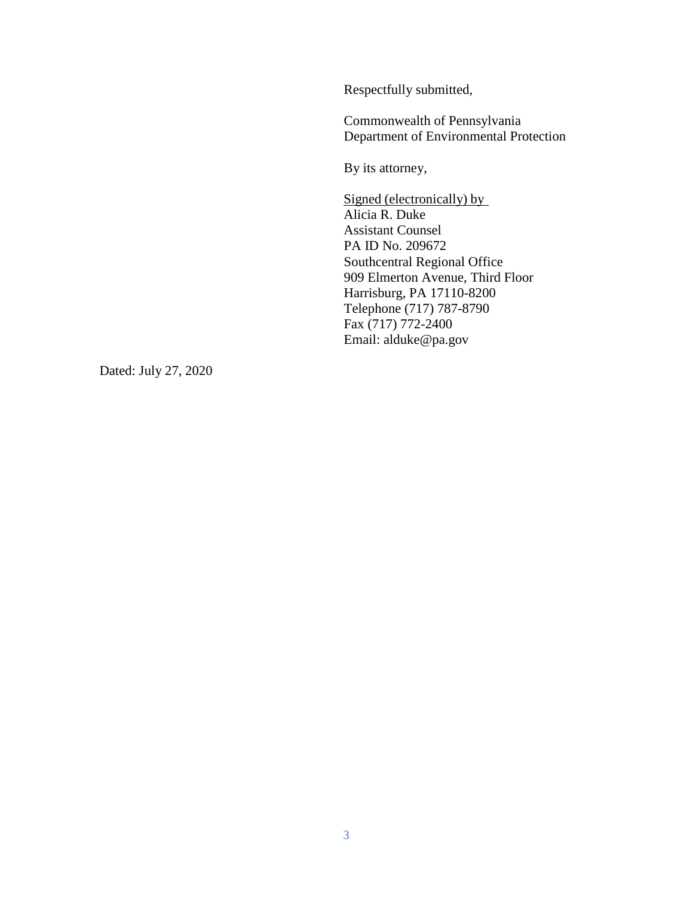Respectfully submitted,

Commonwealth of Pennsylvania
Department of Environmental Protection

By its attorney,

Signed (electronically) by
Alicia R. Duke
Assistant Counsel
PA ID No. 209672
Southcentral Regional Office
909 Elmerton Avenue, Third Floor
Harrisburg, PA 17110-8200
Telephone (717) 787-8790
Fax (717) 772-2400
Email: alduke@pa.gov

Dated: July 27, 2020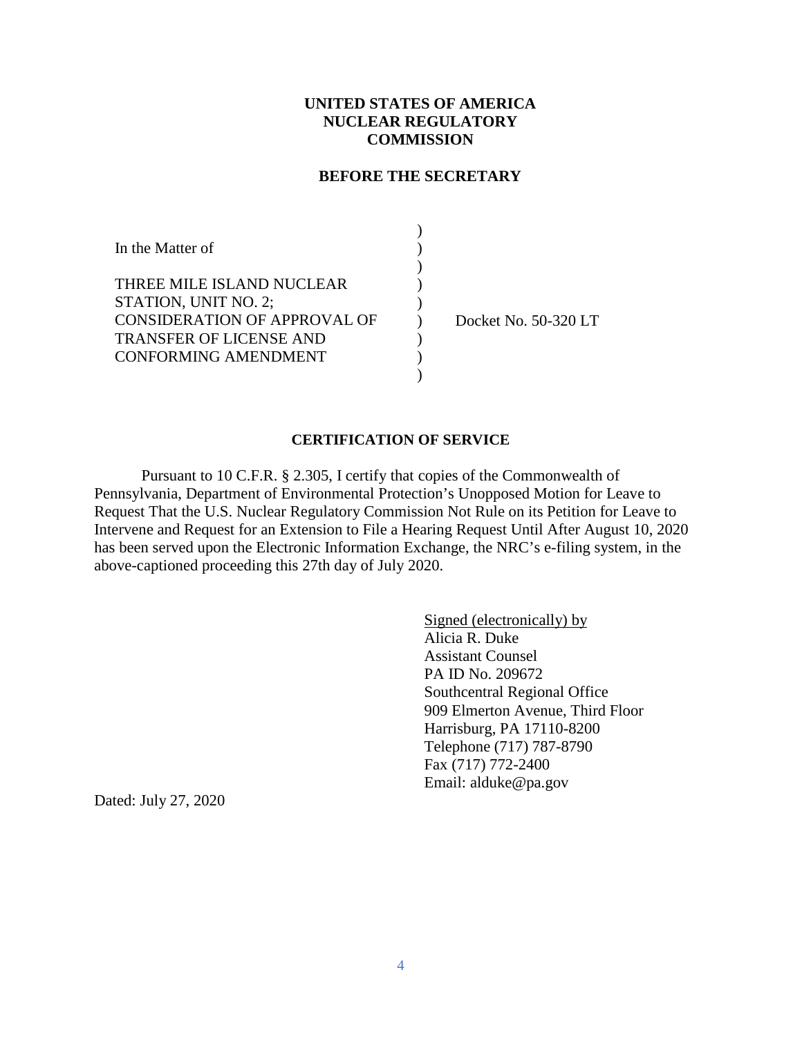**UNITED STATES OF AMERICA**
**NUCLEAR REGULATORY**
**COMMISSION**

**BEFORE THE SECRETARY**

| | | |
|---|---|---|
| In the Matter of | ) | |
| | ) | |
| THREE MILE ISLAND NUCLEAR STATION, UNIT NO. 2; CONSIDERATION OF APPROVAL OF TRANSFER OF LICENSE AND CONFORMING AMENDMENT | ) | Docket No. 50-320 LT |
| | ) | |

**CERTIFICATION OF SERVICE**

Pursuant to 10 C.F.R. § 2.305, I certify that copies of the Commonwealth of Pennsylvania, Department of Environmental Protection's Unopposed Motion for Leave to Request That the U.S. Nuclear Regulatory Commission Not Rule on its Petition for Leave to Intervene and Request for an Extension to File a Hearing Request Until After August 10, 2020 has been served upon the Electronic Information Exchange, the NRC's e-filing system, in the above-captioned proceeding this 27th day of July 2020.

Signed (electronically) by
Alicia R. Duke
Assistant Counsel
PA ID No. 209672
Southcentral Regional Office
909 Elmerton Avenue, Third Floor
Harrisburg, PA 17110-8200
Telephone (717) 787-8790
Fax (717) 772-2400
Email: alduke@pa.gov

Dated: July 27, 2020